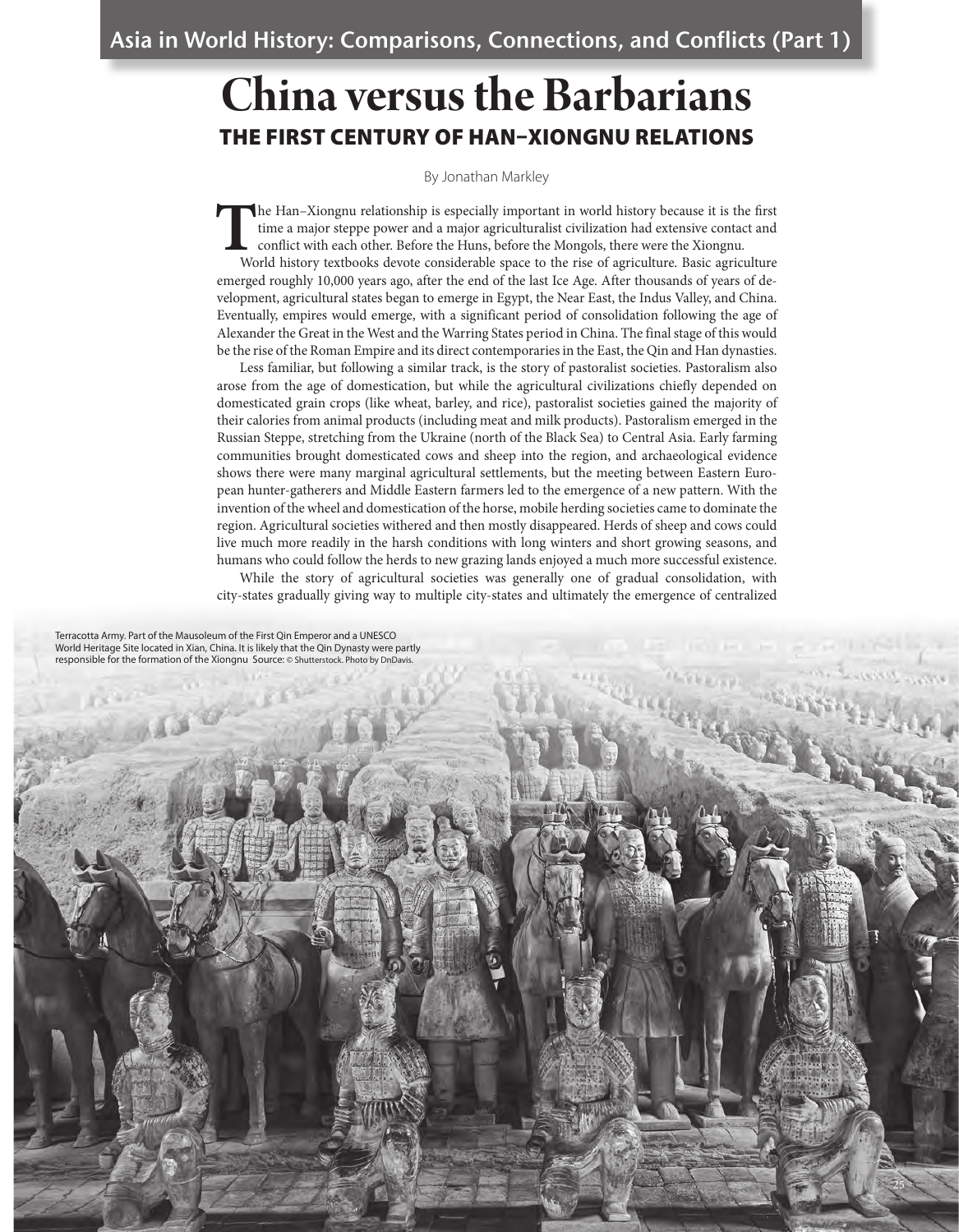# China versus the Barbarians

## THE FIRST CENTURY OF HAN–XIONGNU RELATIONS

By Jonathan Markley

The Han–Xiongnu relationship is especially important in world history because it is the first time a major steppe power and a major agriculturalist civilization had extensive contact and conflict with each other. Before the Huns, before the Mongols, there were the Xiongnu.

World history textbooks devote considerable space to the rise of agriculture. Basic agriculture emerged roughly 10,000 years ago, after the end of the last Ice Age. After thousands of years of development, agricultural states began to emerge in Egypt, the Near East, the Indus Valley, and China. Eventually, empires would emerge, with a significant period of consolidation following the age of Alexander the Great in the West and the Warring States period in China. The final stage of this would be the rise of the Roman Empire and its direct contemporaries in the East, the Qin and Han dynasties.

Less familiar, but following a similar track, is the story of pastoralist societies. Pastoralism also arose from the age of domestication, but while the agricultural civilizations chiefly depended on domesticated grain crops (like wheat, barley, and rice), pastoralist societies gained the majority of their calories from animal products (including meat and milk products). Pastoralism emerged in the Russian Steppe, stretching from the Ukraine (north of the Black Sea) to Central Asia. Early farming communities brought domesticated cows and sheep into the region, and archaeological evidence shows there were many marginal agricultural settlements, but the meeting between Eastern European hunter-gatherers and Middle Eastern farmers led to the emergence of a new pattern. With the invention of the wheel and domestication of the horse, mobile herding societies came to dominate the region. Agricultural societies withered and then mostly disappeared. Herds of sheep and cows could live much more readily in the harsh conditions with long winters and short growing seasons, and humans who could follow the herds to new grazing lands enjoyed a much more successful existence.

While the story of agricultural societies was generally one of gradual consolidation, with city-states gradually giving way to multiple city-states and ultimately the emergence of centralized

Terracotta Army. Part of the Mausoleum of the First Qin Emperor and a UNESCO World Heritage Site located in Xian, China. It is likely that the Qin Dynasty were partly responsible for the formation of the Xiongnu Source: © Shutterstock. Photo by DnDavis.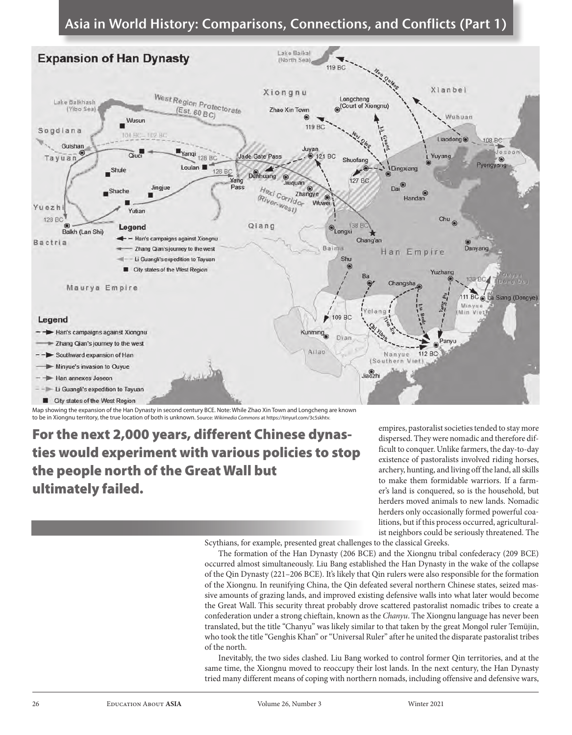Expansion of Han Dynasty

Map showing the expansion of the Han Dynasty in second century BCE. Note: While Zhao Xin Town and Longcheng are known to be in Xiongnu territory, the true location of both is unknown. Source: *Wikimedia Commons* at https://tinyurl.com/3c5skhtv.

**For the next 2,000 years, different Chinese dynasties would experiment with various policies to stop the people north of the Great Wall but ultimately failed.**

empires, pastoralist societies tended to stay more dispersed. They were nomadic and therefore difficult to conquer. Unlike farmers, the day-to-day existence of pastoralists involved riding horses, archery, hunting, and living off the land, all skills to make them formidable warriors. If a farmer's land is conquered, so is the household, but herders moved animals to new lands. Nomadic herders only occasionally formed powerful coalitions, but if this process occurred, agriculturalist neighbors could be seriously threatened. The Scythians, for example, presented great challenges to the classical Greeks.

The formation of the Han Dynasty (206 BCE) and the Xiongnu tribal confederacy (209 BCE) occurred almost simultaneously. Liu Bang established the Han Dynasty in the wake of the collapse of the Qin Dynasty (221–206 BCE). It's likely that Qin rulers were also responsible for the formation of the Xiongnu. In reunifying China, the Qin defeated several northern Chinese states, seized massive amounts of grazing lands, and improved existing defensive walls into what later would become the Great Wall. This security threat probably drove scattered pastoralist nomadic tribes to create a confederation under a strong chieftain, known as the *Chanyu*. The Xiongnu language has never been translated, but the title "Chanyu" was likely similar to that taken by the great Mongol ruler Temüjin, who took the title "Genghis Khan" or "Universal Ruler" after he united the disparate pastoralist tribes of the north.

Inevitably, the two sides clashed. Liu Bang worked to control former Qin territories, and at the same time, the Xiongnu moved to reoccupy their lost lands. In the next century, the Han Dynasty tried many different means of coping with northern nomads, including offensive and defensive wars,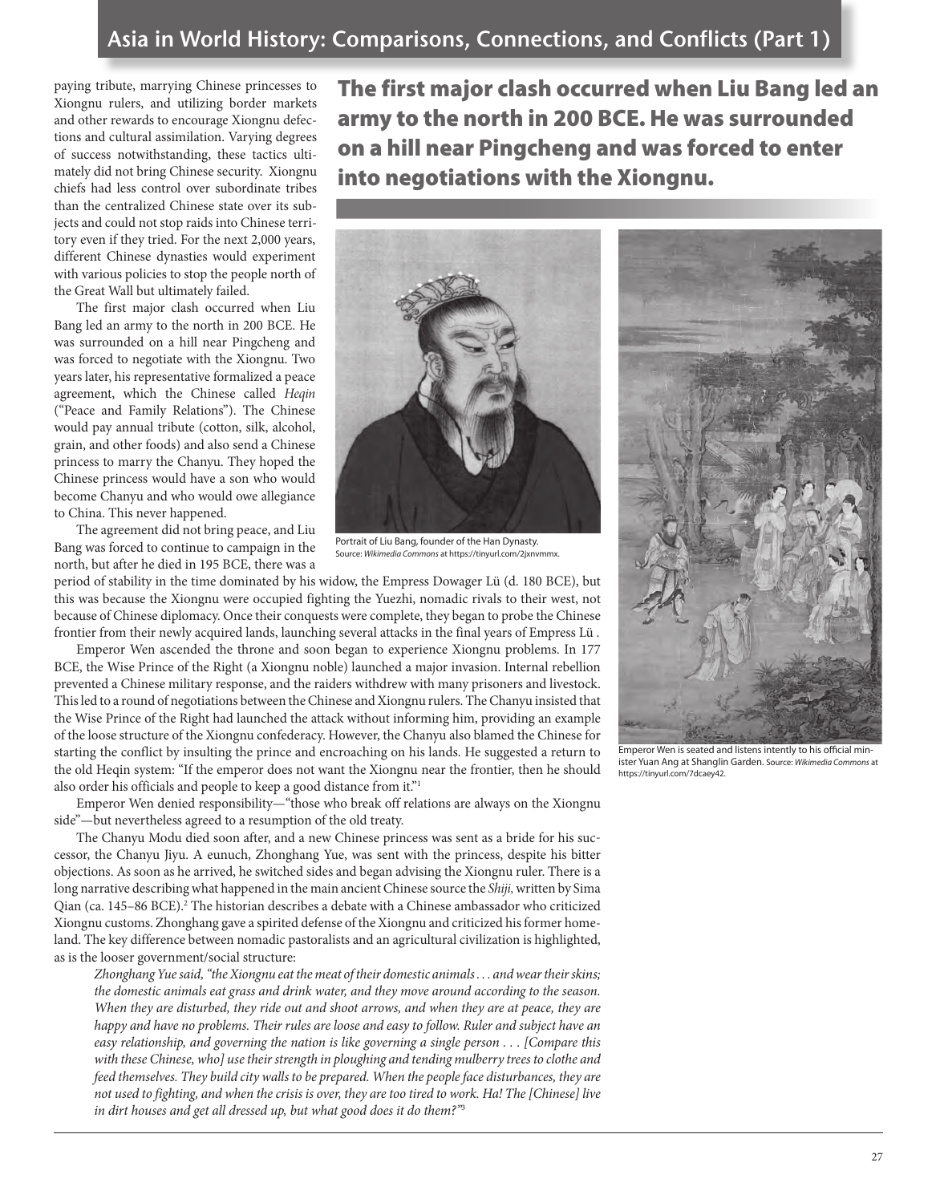paying tribute, marrying Chinese princesses to Xiongnu rulers, and utilizing border markets and other rewards to encourage Xiongnu defections and cultural assimilation. Varying degrees of success notwithstanding, these tactics ultimately did not bring Chinese security. Xiongnu chiefs had less control over subordinate tribes than the centralized Chinese state over its subjects and could not stop raids into Chinese territory even if they tried. For the next 2,000 years, different Chinese dynasties would experiment with various policies to stop the people north of the Great Wall but ultimately failed.

The first major clash occurred when Liu Bang led an army to the north in 200 BCE. He was surrounded on a hill near Pingcheng and was forced to negotiate with the Xiongnu. Two years later, his representative formalized a peace agreement, which the Chinese called *Heqin* ("Peace and Family Relations"). The Chinese would pay annual tribute (cotton, silk, alcohol, grain, and other foods) and also send a Chinese princess to marry the Chanyu. They hoped the Chinese princess would have a son who would become Chanyu and who would owe allegiance to China. This never happened.

**The first major clash occurred when Liu Bang led an army to the north in 200 BCE. He was surrounded on a hill near Pingcheng and was forced to enter into negotiations with the Xiongnu.**

Portrait of Liu Bang, founder of the Han Dynasty. Source: *Wikimedia Commons* at https://tinyurl.com/2jxnvmmx.

The agreement did not bring peace, and Liu Bang was forced to continue to campaign in the north, but after he died in 195 BCE, there was a period of stability in the time dominated by his widow, the Empress Dowager Lü (d. 180 BCE), but this was because the Xiongnu were occupied fighting the Yuezhi, nomadic rivals to their west, not because of Chinese diplomacy. Once their conquests were complete, they began to probe the Chinese frontier from their newly acquired lands, launching several attacks in the final years of Empress Lü .

Emperor Wen ascended the throne and soon began to experience Xiongnu problems. In 177 BCE, the Wise Prince of the Right (a Xiongnu noble) launched a major invasion. Internal rebellion prevented a Chinese military response, and the raiders withdrew with many prisoners and livestock. This led to a round of negotiations between the Chinese and Xiongnu rulers. The Chanyu insisted that the Wise Prince of the Right had launched the attack without informing him, providing an example of the loose structure of the Xiongnu confederacy. However, the Chanyu also blamed the Chinese for starting the conflict by insulting the prince and encroaching on his lands. He suggested a return to the old Heqin system: "If the emperor does not want the Xiongnu near the frontier, then he should also order his officials and people to keep a good distance from it."[1]

Emperor Wen denied responsibility—"those who break off relations are always on the Xiongnu side"—but nevertheless agreed to a resumption of the old treaty.

The Chanyu Modu died soon after, and a new Chinese princess was sent as a bride for his successor, the Chanyu Jiyu. A eunuch, Zhonghang Yue, was sent with the princess, despite his bitter objections. As soon as he arrived, he switched sides and began advising the Xiongnu ruler. There is a long narrative describing what happened in the main ancient Chinese source the *Shiji,* written by Sima Qian (ca. 145–86 BCE).[2] The historian describes a debate with a Chinese ambassador who criticized Xiongnu customs. Zhonghang gave a spirited defense of the Xiongnu and criticized his former homeland. The key difference between nomadic pastoralists and an agricultural civilization is highlighted, as is the looser government/social structure:

> *Zhonghang Yue said, "the Xiongnu eat the meat of their domestic animals . . . and wear their skins; the domestic animals eat grass and drink water, and they move around according to the season. When they are disturbed, they ride out and shoot arrows, and when they are at peace, they are happy and have no problems. Their rules are loose and easy to follow. Ruler and subject have an easy relationship, and governing the nation is like governing a single person . . . [Compare this with these Chinese, who] use their strength in ploughing and tending mulberry trees to clothe and feed themselves. They build city walls to be prepared. When the people face disturbances, they are not used to fighting, and when the crisis is over, they are too tired to work. Ha! The [Chinese] live in dirt houses and get all dressed up, but what good does it do them?"*[3]

Emperor Wen is seated and listens intently to his official minister Yuan Ang at Shanglin Garden. Source: *Wikimedia Commons* at https://tinyurl.com/7dcaey42.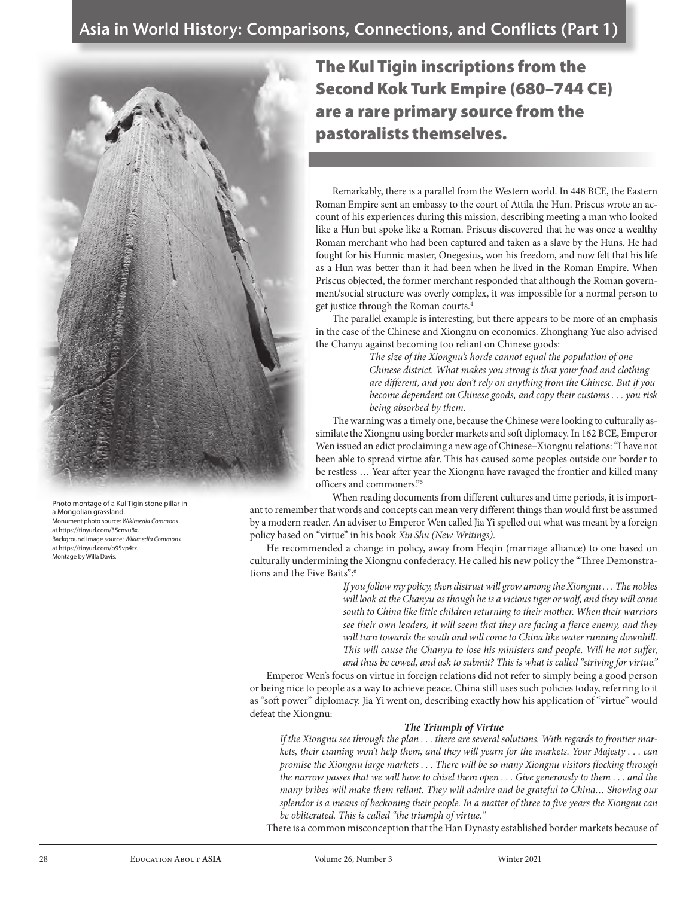## The Kul Tigin inscriptions from the Second Kok Turk Empire (680–744 CE) are a rare primary source from the pastoralists themselves.

Photo montage of a Kul Tigin stone pillar in a Mongolian grassland.
Monument photo source: *Wikimedia Commons* at https://tinyurl.com/35cnvu8x.
Background image source: *Wikimedia Commons* at https://tinyurl.com/p95vp4tz.
Montage by Willa Davis.

Remarkably, there is a parallel from the Western world. In 448 BCE, the Eastern Roman Empire sent an embassy to the court of Attila the Hun. Priscus wrote an account of his experiences during this mission, describing meeting a man who looked like a Hun but spoke like a Roman. Priscus discovered that he was once a wealthy Roman merchant who had been captured and taken as a slave by the Huns. He had fought for his Hunnic master, Onegesius, won his freedom, and now felt that his life as a Hun was better than it had been when he lived in the Roman Empire. When Priscus objected, the former merchant responded that although the Roman government/social structure was overly complex, it was impossible for a normal person to get justice through the Roman courts.[4]

The parallel example is interesting, but there appears to be more of an emphasis in the case of the Chinese and Xiongnu on economics. Zhonghang Yue also advised the Chanyu against becoming too reliant on Chinese goods:

> *The size of the Xiongnu's horde cannot equal the population of one Chinese district. What makes you strong is that your food and clothing are different, and you don't rely on anything from the Chinese. But if you become dependent on Chinese goods, and copy their customs . . . you risk being absorbed by them.*

The warning was a timely one, because the Chinese were looking to culturally assimilate the Xiongnu using border markets and soft diplomacy. In 162 BCE, Emperor Wen issued an edict proclaiming a new age of Chinese–Xiongnu relations: "I have not been able to spread virtue afar. This has caused some peoples outside our border to be restless … Year after year the Xiongnu have ravaged the frontier and killed many officers and commoners."[5]

When reading documents from different cultures and time periods, it is important to remember that words and concepts can mean very different things than would first be assumed by a modern reader. An adviser to Emperor Wen called Jia Yi spelled out what was meant by a foreign policy based on "virtue" in his book *Xin Shu (New Writings)*.

He recommended a change in policy, away from Heqin (marriage alliance) to one based on culturally undermining the Xiongnu confederacy. He called his new policy the "Three Demonstrations and the Five Baits":[6]

> *If you follow my policy, then distrust will grow among the Xiongnu . . . The nobles will look at the Chanyu as though he is a vicious tiger or wolf, and they will come south to China like little children returning to their mother. When their warriors see their own leaders, it will seem that they are facing a fierce enemy, and they will turn towards the south and will come to China like water running downhill. This will cause the Chanyu to lose his ministers and people. Will he not suffer, and thus be cowed, and ask to submit? This is what is called "striving for virtue."*

Emperor Wen's focus on virtue in foreign relations did not refer to simply being a good person or being nice to people as a way to achieve peace. China still uses such policies today, referring to it as "soft power" diplomacy. Jia Yi went on, describing exactly how his application of "virtue" would defeat the Xiongnu:

> ***The Triumph of Virtue***
>
> *If the Xiongnu see through the plan . . . there are several solutions. With regards to frontier markets, their cunning won't help them, and they will yearn for the markets. Your Majesty . . . can promise the Xiongnu large markets . . . There will be so many Xiongnu visitors flocking through the narrow passes that we will have to chisel them open . . . Give generously to them . . . and the many bribes will make them reliant. They will admire and be grateful to China… Showing our splendor is a means of beckoning their people. In a matter of three to five years the Xiongnu can be obliterated. This is called "the triumph of virtue."*

There is a common misconception that the Han Dynasty established border markets because of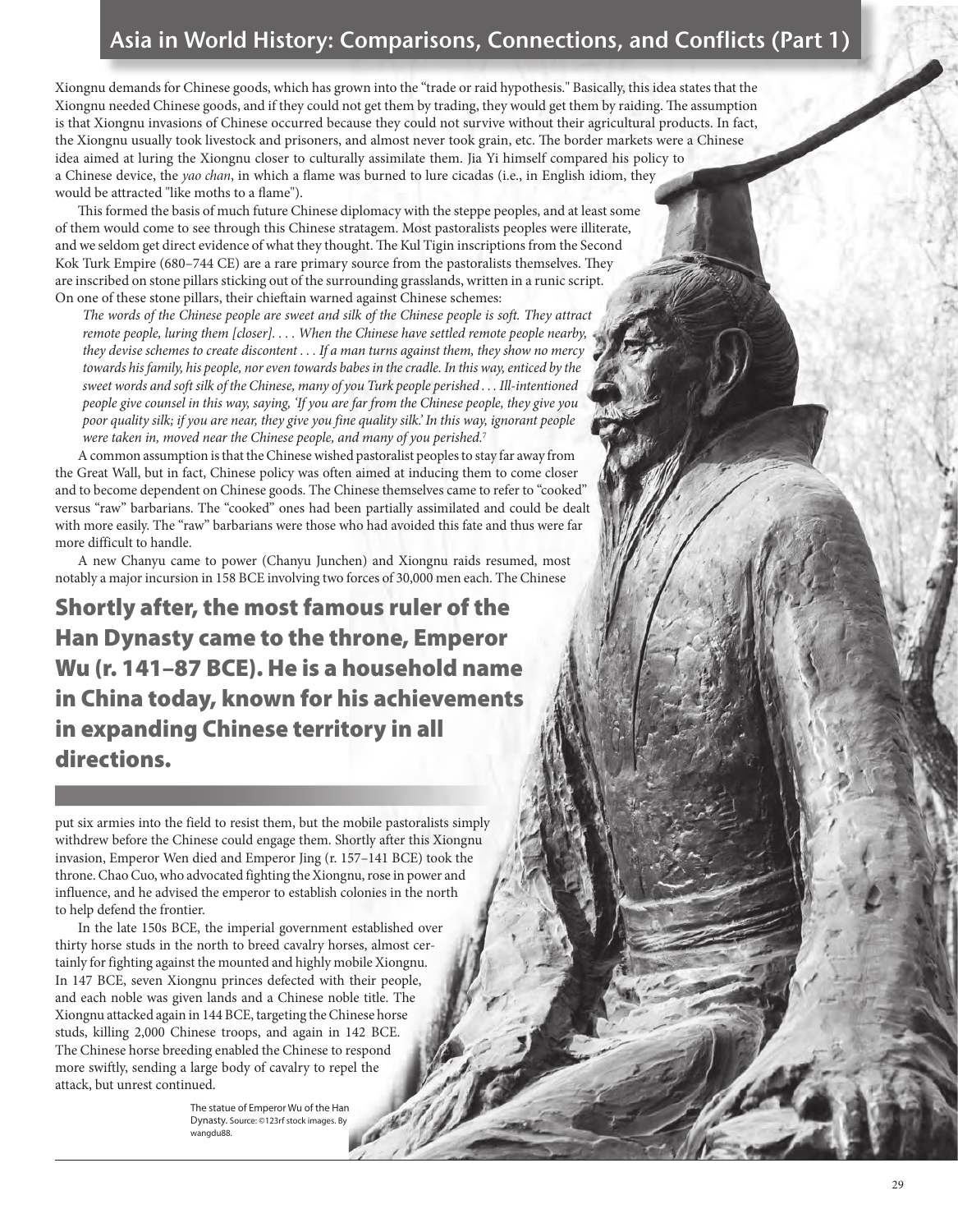Xiongnu demands for Chinese goods, which has grown into the "trade or raid hypothesis." Basically, this idea states that the Xiongnu needed Chinese goods, and if they could not get them by trading, they would get them by raiding. The assumption is that Xiongnu invasions of Chinese occurred because they could not survive without their agricultural products. In fact, the Xiongnu usually took livestock and prisoners, and almost never took grain, etc. The border markets were a Chinese idea aimed at luring the Xiongnu closer to culturally assimilate them. Jia Yi himself compared his policy to a Chinese device, the *yao chan*, in which a flame was burned to lure cicadas (i.e., in English idiom, they would be attracted "like moths to a flame").

This formed the basis of much future Chinese diplomacy with the steppe peoples, and at least some of them would come to see through this Chinese stratagem. Most pastoralists peoples were illiterate, and we seldom get direct evidence of what they thought. The Kul Tigin inscriptions from the Second Kok Turk Empire (680–744 CE) are a rare primary source from the pastoralists themselves. They are inscribed on stone pillars sticking out of the surrounding grasslands, written in a runic script. On one of these stone pillars, their chieftain warned against Chinese schemes:

> *The words of the Chinese people are sweet and silk of the Chinese people is soft. They attract remote people, luring them [closer]. . . . When the Chinese have settled remote people nearby, they devise schemes to create discontent . . . If a man turns against them, they show no mercy towards his family, his people, nor even towards babes in the cradle. In this way, enticed by the sweet words and soft silk of the Chinese, many of you Turk people perished . . . Ill-intentioned people give counsel in this way, saying, 'If you are far from the Chinese people, they give you poor quality silk; if you are near, they give you fine quality silk.' In this way, ignorant people were taken in, moved near the Chinese people, and many of you perished.*[7]

A common assumption is that the Chinese wished pastoralist peoples to stay far away from the Great Wall, but in fact, Chinese policy was often aimed at inducing them to come closer and to become dependent on Chinese goods. The Chinese themselves came to refer to "cooked" versus "raw" barbarians. The "cooked" ones had been partially assimilated and could be dealt with more easily. The "raw" barbarians were those who had avoided this fate and thus were far more difficult to handle.

A new Chanyu came to power (Chanyu Junchen) and Xiongnu raids resumed, most notably a major incursion in 158 BCE involving two forces of 30,000 men each. The Chinese put six armies into the field to resist them, but the mobile pastoralists simply withdrew before the Chinese could engage them. Shortly after this Xiongnu invasion, Emperor Wen died and Emperor Jing (r. 157–141 BCE) took the throne. Chao Cuo, who advocated fighting the Xiongnu, rose in power and influence, and he advised the emperor to establish colonies in the north to help defend the frontier.

**Shortly after, the most famous ruler of the Han Dynasty came to the throne, Emperor Wu (r. 141–87 BCE). He is a household name in China today, known for his achievements in expanding Chinese territory in all directions.**

In the late 150s BCE, the imperial government established over thirty horse studs in the north to breed cavalry horses, almost certainly for fighting against the mounted and highly mobile Xiongnu. In 147 BCE, seven Xiongnu princes defected with their people, and each noble was given lands and a Chinese noble title. The Xiongnu attacked again in 144 BCE, targeting the Chinese horse studs, killing 2,000 Chinese troops, and again in 142 BCE. The Chinese horse breeding enabled the Chinese to respond more swiftly, sending a large body of cavalry to repel the attack, but unrest continued.

The statue of Emperor Wu of the Han Dynasty. Source: ©123rf stock images. By wangdu88.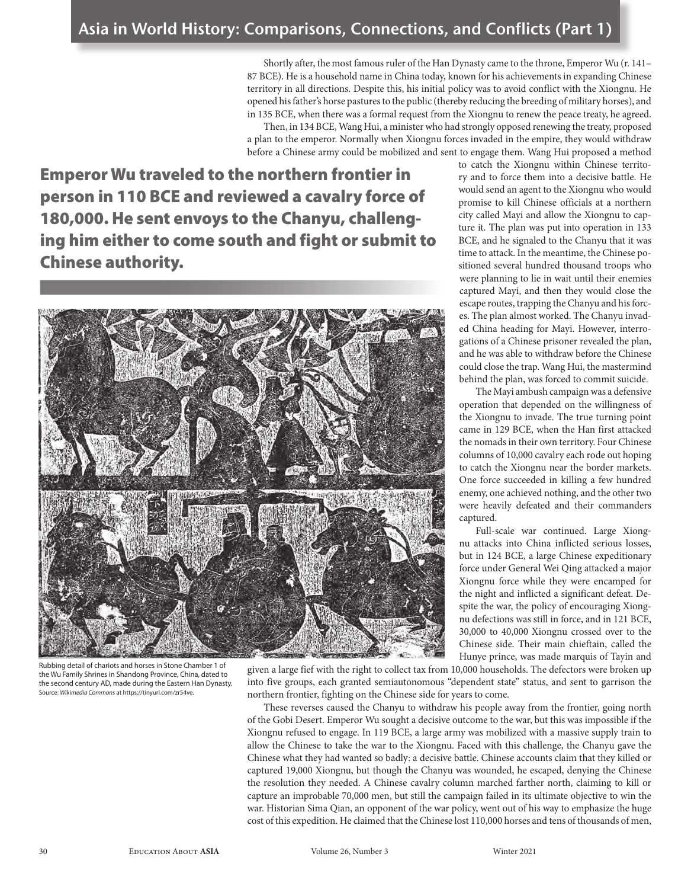Shortly after, the most famous ruler of the Han Dynasty came to the throne, Emperor Wu (r. 141–87 BCE). He is a household name in China today, known for his achievements in expanding Chinese territory in all directions. Despite this, his initial policy was to avoid conflict with the Xiongnu. He opened his father's horse pastures to the public (thereby reducing the breeding of military horses), and in 135 BCE, when there was a formal request from the Xiongnu to renew the peace treaty, he agreed.

Then, in 134 BCE, Wang Hui, a minister who had strongly opposed renewing the treaty, proposed a plan to the emperor. Normally when Xiongnu forces invaded in the empire, they would withdraw before a Chinese army could be mobilized and sent to engage them. Wang Hui proposed a method to catch the Xiongnu within Chinese territory and to force them into a decisive battle. He would send an agent to the Xiongnu who would promise to kill Chinese officials at a northern city called Mayi and allow the Xiongnu to capture it. The plan was put into operation in 133 BCE, and he signaled to the Chanyu that it was time to attack. In the meantime, the Chinese positioned several hundred thousand troops who were planning to lie in wait until their enemies captured Mayi, and then they would close the escape routes, trapping the Chanyu and his forces. The plan almost worked. The Chanyu invaded China heading for Mayi. However, interrogations of a Chinese prisoner revealed the plan, and he was able to withdraw before the Chinese could close the trap. Wang Hui, the mastermind behind the plan, was forced to commit suicide.

**Emperor Wu traveled to the northern frontier in person in 110 BCE and reviewed a cavalry force of 180,000. He sent envoys to the Chanyu, challenging him either to come south and fight or submit to Chinese authority.**

Rubbing detail of chariots and horses in Stone Chamber 1 of the Wu Family Shrines in Shandong Province, China, dated to the second century AD, made during the Eastern Han Dynasty. Source: *Wikimedia Commons* at https://tinyurl.com/zr54ve.

The Mayi ambush campaign was a defensive operation that depended on the willingness of the Xiongnu to invade. The true turning point came in 129 BCE, when the Han first attacked the nomads in their own territory. Four Chinese columns of 10,000 cavalry each rode out hoping to catch the Xiongnu near the border markets. One force succeeded in killing a few hundred enemy, one achieved nothing, and the other two were heavily defeated and their commanders captured.

Full-scale war continued. Large Xiongnu attacks into China inflicted serious losses, but in 124 BCE, a large Chinese expeditionary force under General Wei Qing attacked a major Xiongnu force while they were encamped for the night and inflicted a significant defeat. Despite the war, the policy of encouraging Xiongnu defections was still in force, and in 121 BCE, 30,000 to 40,000 Xiongnu crossed over to the Chinese side. Their main chieftain, called the Hunye prince, was made marquis of Tayin and given a large fief with the right to collect tax from 10,000 households. The defectors were broken up into five groups, each granted semiautonomous "dependent state" status, and sent to garrison the northern frontier, fighting on the Chinese side for years to come.

These reverses caused the Chanyu to withdraw his people away from the frontier, going north of the Gobi Desert. Emperor Wu sought a decisive outcome to the war, but this was impossible if the Xiongnu refused to engage. In 119 BCE, a large army was mobilized with a massive supply train to allow the Chinese to take the war to the Xiongnu. Faced with this challenge, the Chanyu gave the Chinese what they had wanted so badly: a decisive battle. Chinese accounts claim that they killed or captured 19,000 Xiongnu, but though the Chanyu was wounded, he escaped, denying the Chinese the resolution they needed. A Chinese cavalry column marched farther north, claiming to kill or capture an improbable 70,000 men, but still the campaign failed in its ultimate objective to win the war. Historian Sima Qian, an opponent of the war policy, went out of his way to emphasize the huge cost of this expedition. He claimed that the Chinese lost 110,000 horses and tens of thousands of men,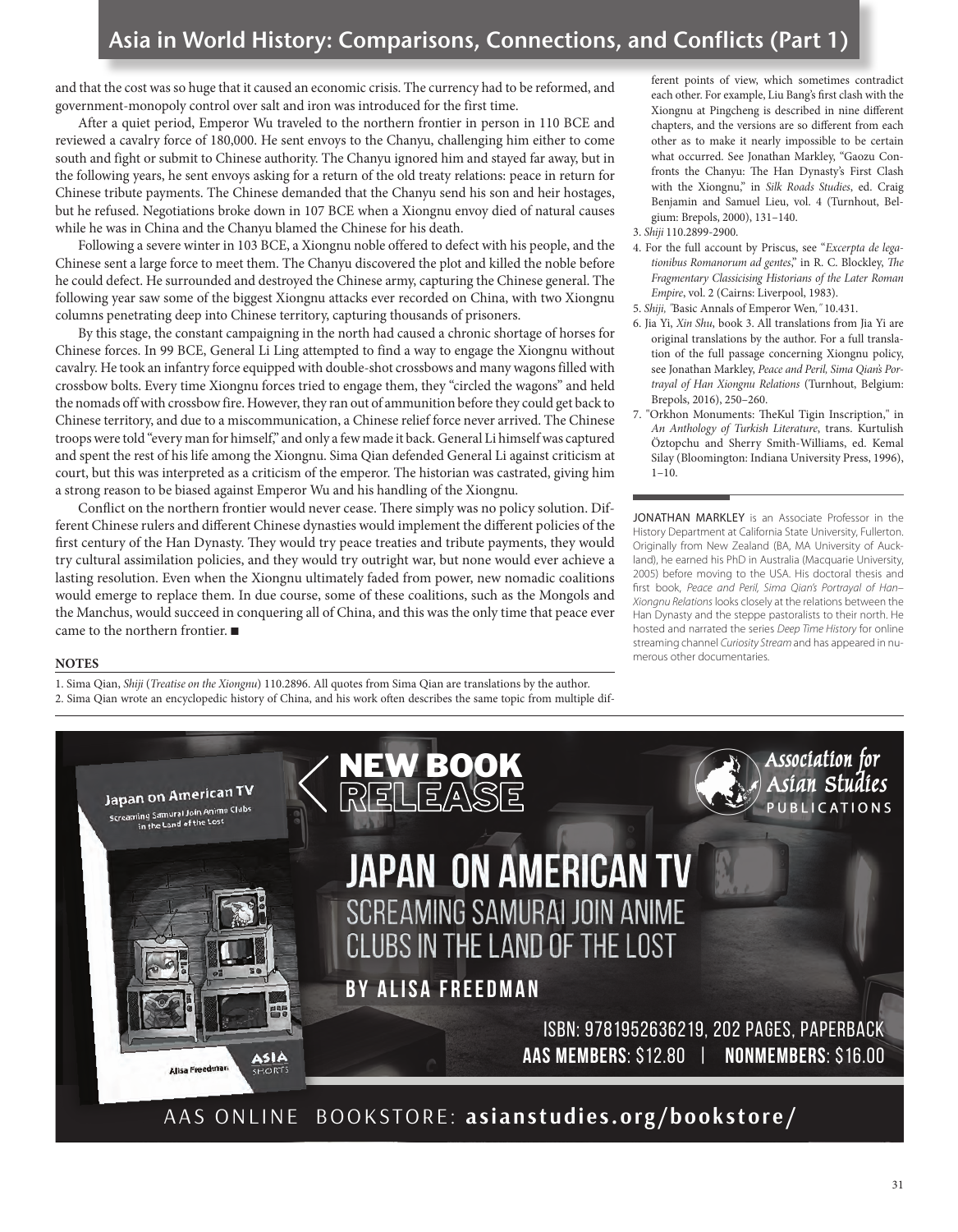and that the cost was so huge that it caused an economic crisis. The currency had to be reformed, and government-monopoly control over salt and iron was introduced for the first time.

After a quiet period, Emperor Wu traveled to the northern frontier in person in 110 BCE and reviewed a cavalry force of 180,000. He sent envoys to the Chanyu, challenging him either to come south and fight or submit to Chinese authority. The Chanyu ignored him and stayed far away, but in the following years, he sent envoys asking for a return of the old treaty relations: peace in return for Chinese tribute payments. The Chinese demanded that the Chanyu send his son and heir hostages, but he refused. Negotiations broke down in 107 BCE when a Xiongnu envoy died of natural causes while he was in China and the Chanyu blamed the Chinese for his death.

Following a severe winter in 103 BCE, a Xiongnu noble offered to defect with his people, and the Chinese sent a large force to meet them. The Chanyu discovered the plot and killed the noble before he could defect. He surrounded and destroyed the Chinese army, capturing the Chinese general. The following year saw some of the biggest Xiongnu attacks ever recorded on China, with two Xiongnu columns penetrating deep into Chinese territory, capturing thousands of prisoners.

By this stage, the constant campaigning in the north had caused a chronic shortage of horses for Chinese forces. In 99 BCE, General Li Ling attempted to find a way to engage the Xiongnu without cavalry. He took an infantry force equipped with double-shot crossbows and many wagons filled with crossbow bolts. Every time Xiongnu forces tried to engage them, they "circled the wagons" and held the nomads off with crossbow fire. However, they ran out of ammunition before they could get back to Chinese territory, and due to a miscommunication, a Chinese relief force never arrived. The Chinese troops were told "every man for himself," and only a few made it back. General Li himself was captured and spent the rest of his life among the Xiongnu. Sima Qian defended General Li against criticism at court, but this was interpreted as a criticism of the emperor. The historian was castrated, giving him a strong reason to be biased against Emperor Wu and his handling of the Xiongnu.

Conflict on the northern frontier would never cease. There simply was no policy solution. Different Chinese rulers and different Chinese dynasties would implement the different policies of the first century of the Han Dynasty. They would try peace treaties and tribute payments, they would try cultural assimilation policies, and they would try outright war, but none would ever achieve a lasting resolution. Even when the Xiongnu ultimately faded from power, new nomadic coalitions would emerge to replace them. In due course, some of these coalitions, such as the Mongols and the Manchus, would succeed in conquering all of China, and this was the only time that peace ever came to the northern frontier. ■

## NOTES

1. Sima Qian, *Shiji* (*Treatise on the Xiongnu*) 110.2896. All quotes from Sima Qian are translations by the author.
2. Sima Qian wrote an encyclopedic history of China, and his work often describes the same topic from multiple different points of view, which sometimes contradict each other. For example, Liu Bang's first clash with the Xiongnu at Pingcheng is described in nine different chapters, and the versions are so different from each other as to make it nearly impossible to be certain what occurred. See Jonathan Markley, "Gaozu Confronts the Chanyu: The Han Dynasty's First Clash with the Xiongnu," in *Silk Roads Studies*, ed. Craig Benjamin and Samuel Lieu, vol. 4 (Turnhout, Belgium: Brepols, 2000), 131–140.
3. *Shiji* 110.2899-2900.
4. For the full account by Priscus, see "*Excerpta de legationibus Romanorum ad gentes*," in R. C. Blockley, *The Fragmentary Classicising Historians of the Later Roman Empire*, vol. 2 (Cairns: Liverpool, 1983).
5. *Shiji,* "Basic Annals of Emperor Wen," 10.431.
6. Jia Yi, *Xin Shu*, book 3. All translations from Jia Yi are original translations by the author. For a full translation of the full passage concerning Xiongnu policy, see Jonathan Markley, *Peace and Peril, Sima Qian's Portrayal of Han Xiongnu Relations* (Turnhout, Belgium: Brepols, 2016), 250–260.
7. "Orkhon Monuments: TheKul Tigin Inscription," in *An Anthology of Turkish Literature*, trans. Kurtulish Öztopchu and Sherry Smith-Williams, ed. Kemal Silay (Bloomington: Indiana University Press, 1996), 1–10.

JONATHAN MARKLEY is an Associate Professor in the History Department at California State University, Fullerton. Originally from New Zealand (BA, MA University of Auckland), he earned his PhD in Australia (Macquarie University, 2005) before moving to the USA. His doctoral thesis and first book, *Peace and Peril, Sima Qian's Portrayal of Han–Xiongnu Relations* looks closely at the relations between the Han Dynasty and the steppe pastoralists to their north. He hosted and narrated the series *Deep Time History* for online streaming channel *Curiosity Stream* and has appeared in numerous other documentaries.

NEW BOOK RELEASE

Association for Asian Studies PUBLICATIONS

JAPAN ON AMERICAN TV

SCREAMING SAMURAI JOIN ANIME CLUBS IN THE LAND OF THE LOST

BY ALISA FREEDMAN

ISBN: 9781952636219, 202 PAGES, PAPERBACK

**AAS MEMBERS**: $12.80 | **NONMEMBERS**: $16.00

AAS ONLINE BOOKSTORE: **asianstudies.org/bookstore/**